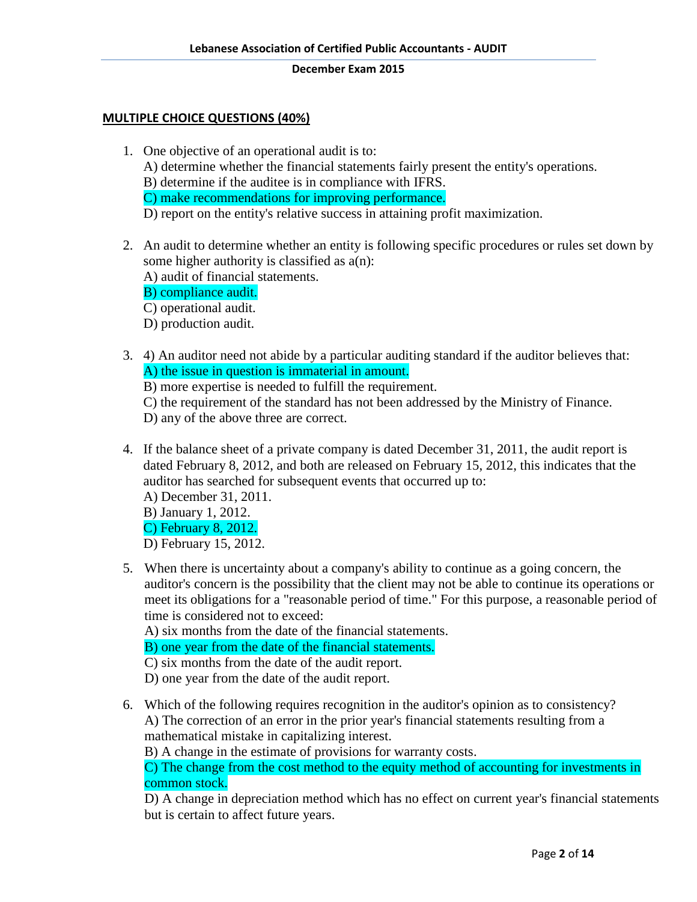**MULTIPLE CHOICE QUESTIONS (40%)**

1. One objective of an operational audit is to:
   A) determine whether the financial statements fairly present the entity's operations.
   B) determine if the auditee is in compliance with IFRS.
   **C) make recommendations for improving performance.**
   D) report on the entity's relative success in attaining profit maximization.

2. An audit to determine whether an entity is following specific procedures or rules set down by some higher authority is classified as a(n):
   A) audit of financial statements.
   **B) compliance audit.**
   C) operational audit.
   D) production audit.

3. 4) An auditor need not abide by a particular auditing standard if the auditor believes that:
   **A) the issue in question is immaterial in amount.**
   B) more expertise is needed to fulfill the requirement.
   C) the requirement of the standard has not been addressed by the Ministry of Finance.
   D) any of the above three are correct.

4. If the balance sheet of a private company is dated December 31, 2011, the audit report is dated February 8, 2012, and both are released on February 15, 2012, this indicates that the auditor has searched for subsequent events that occurred up to:
   A) December 31, 2011.
   B) January 1, 2012.
   **C) February 8, 2012.**
   D) February 15, 2012.

5. When there is uncertainty about a company's ability to continue as a going concern, the auditor's concern is the possibility that the client may not be able to continue its operations or meet its obligations for a "reasonable period of time." For this purpose, a reasonable period of time is considered not to exceed:
   A) six months from the date of the financial statements.
   **B) one year from the date of the financial statements.**
   C) six months from the date of the audit report.
   D) one year from the date of the audit report.

6. Which of the following requires recognition in the auditor's opinion as to consistency?
   A) The correction of an error in the prior year's financial statements resulting from a mathematical mistake in capitalizing interest.
   B) A change in the estimate of provisions for warranty costs.
   **C) The change from the cost method to the equity method of accounting for investments in common stock.**
   D) A change in depreciation method which has no effect on current year's financial statements but is certain to affect future years.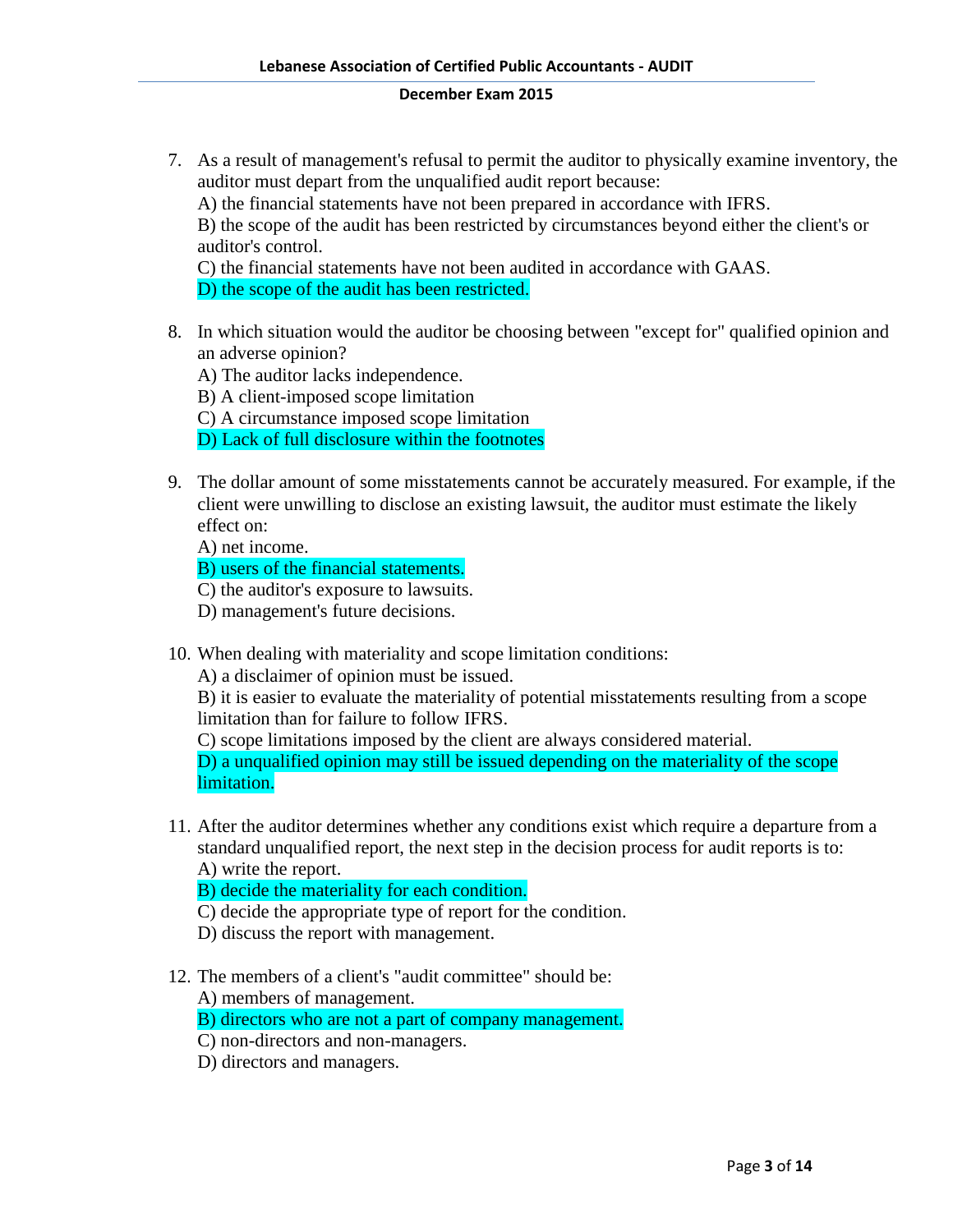7. As a result of management's refusal to permit the auditor to physically examine inventory, the auditor must depart from the unqualified audit report because:
   A) the financial statements have not been prepared in accordance with IFRS.
   B) the scope of the audit has been restricted by circumstances beyond either the client's or auditor's control.
   C) the financial statements have not been audited in accordance with GAAS.
   D) the scope of the audit has been restricted.

8. In which situation would the auditor be choosing between "except for" qualified opinion and an adverse opinion?
   A) The auditor lacks independence.
   B) A client-imposed scope limitation
   C) A circumstance imposed scope limitation
   D) Lack of full disclosure within the footnotes

9. The dollar amount of some misstatements cannot be accurately measured. For example, if the client were unwilling to disclose an existing lawsuit, the auditor must estimate the likely effect on:
   A) net income.
   B) users of the financial statements.
   C) the auditor's exposure to lawsuits.
   D) management's future decisions.

10. When dealing with materiality and scope limitation conditions:
    A) a disclaimer of opinion must be issued.
    B) it is easier to evaluate the materiality of potential misstatements resulting from a scope limitation than for failure to follow IFRS.
    C) scope limitations imposed by the client are always considered material.
    D) a unqualified opinion may still be issued depending on the materiality of the scope limitation.

11. After the auditor determines whether any conditions exist which require a departure from a standard unqualified report, the next step in the decision process for audit reports is to:
    A) write the report.
    B) decide the materiality for each condition.
    C) decide the appropriate type of report for the condition.
    D) discuss the report with management.

12. The members of a client's "audit committee" should be:
    A) members of management.
    B) directors who are not a part of company management.
    C) non-directors and non-managers.
    D) directors and managers.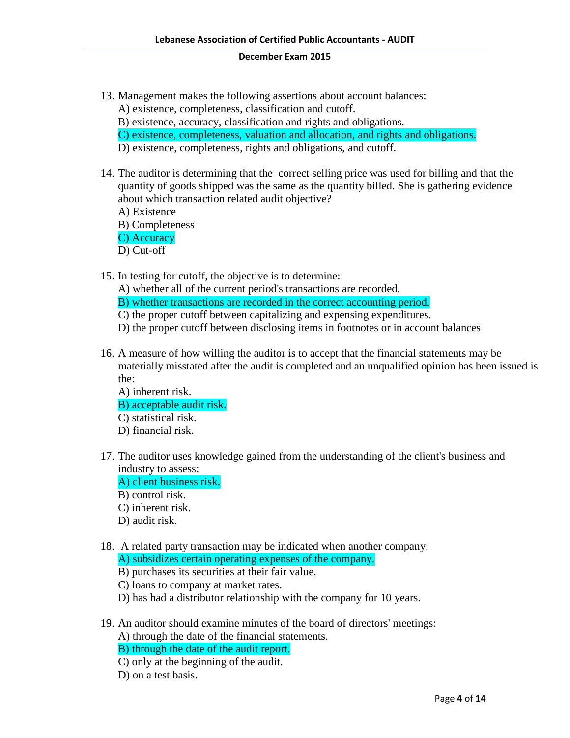13. Management makes the following assertions about account balances:
    A) existence, completeness, classification and cutoff.
    B) existence, accuracy, classification and rights and obligations.
    C) existence, completeness, valuation and allocation, and rights and obligations.
    D) existence, completeness, rights and obligations, and cutoff.

14. The auditor is determining that the correct selling price was used for billing and that the quantity of goods shipped was the same as the quantity billed. She is gathering evidence about which transaction related audit objective?
    A) Existence
    B) Completeness
    C) Accuracy
    D) Cut-off

15. In testing for cutoff, the objective is to determine:
    A) whether all of the current period's transactions are recorded.
    B) whether transactions are recorded in the correct accounting period.
    C) the proper cutoff between capitalizing and expensing expenditures.
    D) the proper cutoff between disclosing items in footnotes or in account balances

16. A measure of how willing the auditor is to accept that the financial statements may be materially misstated after the audit is completed and an unqualified opinion has been issued is the:
    A) inherent risk.
    B) acceptable audit risk.
    C) statistical risk.
    D) financial risk.

17. The auditor uses knowledge gained from the understanding of the client's business and industry to assess:
    A) client business risk.
    B) control risk.
    C) inherent risk.
    D) audit risk.

18. A related party transaction may be indicated when another company:
    A) subsidizes certain operating expenses of the company.
    B) purchases its securities at their fair value.
    C) loans to company at market rates.
    D) has had a distributor relationship with the company for 10 years.

19. An auditor should examine minutes of the board of directors' meetings:
    A) through the date of the financial statements.
    B) through the date of the audit report.
    C) only at the beginning of the audit.
    D) on a test basis.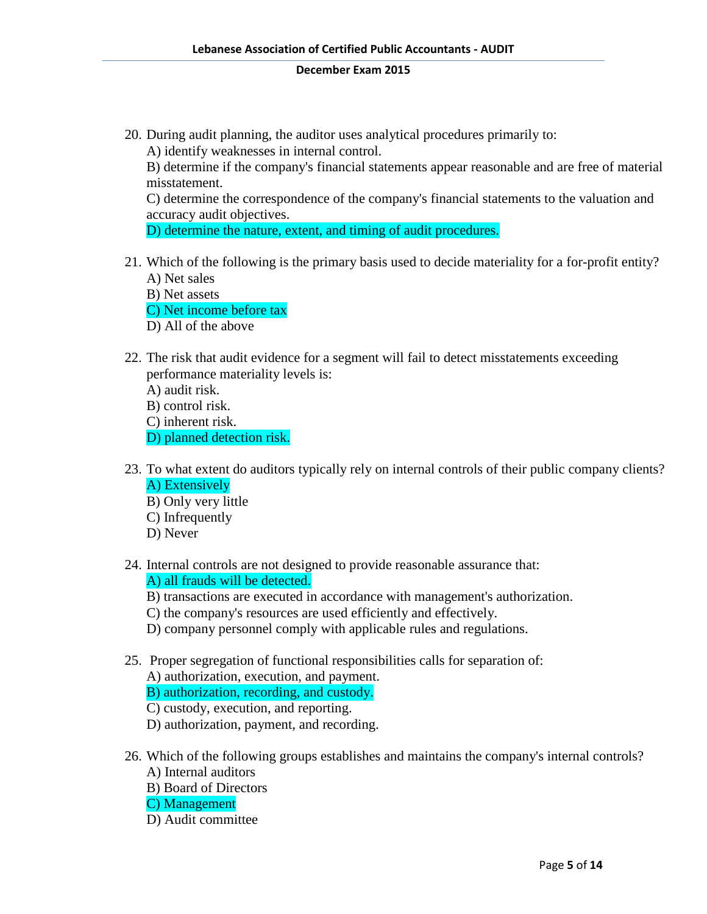20. During audit planning, the auditor uses analytical procedures primarily to:
    A) identify weaknesses in internal control.
    B) determine if the company's financial statements appear reasonable and are free of material misstatement.
    C) determine the correspondence of the company's financial statements to the valuation and accuracy audit objectives.
    D) determine the nature, extent, and timing of audit procedures.

21. Which of the following is the primary basis used to decide materiality for a for-profit entity?
    A) Net sales
    B) Net assets
    C) Net income before tax
    D) All of the above

22. The risk that audit evidence for a segment will fail to detect misstatements exceeding performance materiality levels is:
    A) audit risk.
    B) control risk.
    C) inherent risk.
    D) planned detection risk.

23. To what extent do auditors typically rely on internal controls of their public company clients?
    A) Extensively
    B) Only very little
    C) Infrequently
    D) Never

24. Internal controls are not designed to provide reasonable assurance that:
    A) all frauds will be detected.
    B) transactions are executed in accordance with management's authorization.
    C) the company's resources are used efficiently and effectively.
    D) company personnel comply with applicable rules and regulations.

25. Proper segregation of functional responsibilities calls for separation of:
    A) authorization, execution, and payment.
    B) authorization, recording, and custody.
    C) custody, execution, and reporting.
    D) authorization, payment, and recording.

26. Which of the following groups establishes and maintains the company's internal controls?
    A) Internal auditors
    B) Board of Directors
    C) Management
    D) Audit committee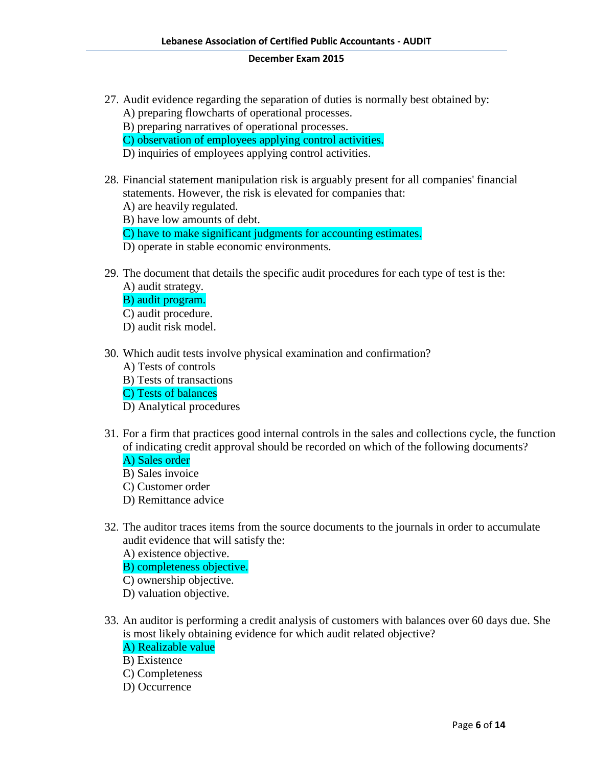27. Audit evidence regarding the separation of duties is normally best obtained by:
    A) preparing flowcharts of operational processes.
    B) preparing narratives of operational processes.
    C) observation of employees applying control activities.
    D) inquiries of employees applying control activities.

28. Financial statement manipulation risk is arguably present for all companies' financial statements. However, the risk is elevated for companies that:
    A) are heavily regulated.
    B) have low amounts of debt.
    C) have to make significant judgments for accounting estimates.
    D) operate in stable economic environments.

29. The document that details the specific audit procedures for each type of test is the:
    A) audit strategy.
    B) audit program.
    C) audit procedure.
    D) audit risk model.

30. Which audit tests involve physical examination and confirmation?
    A) Tests of controls
    B) Tests of transactions
    C) Tests of balances
    D) Analytical procedures

31. For a firm that practices good internal controls in the sales and collections cycle, the function of indicating credit approval should be recorded on which of the following documents?
    A) Sales order
    B) Sales invoice
    C) Customer order
    D) Remittance advice

32. The auditor traces items from the source documents to the journals in order to accumulate audit evidence that will satisfy the:
    A) existence objective.
    B) completeness objective.
    C) ownership objective.
    D) valuation objective.

33. An auditor is performing a credit analysis of customers with balances over 60 days due. She is most likely obtaining evidence for which audit related objective?
    A) Realizable value
    B) Existence
    C) Completeness
    D) Occurrence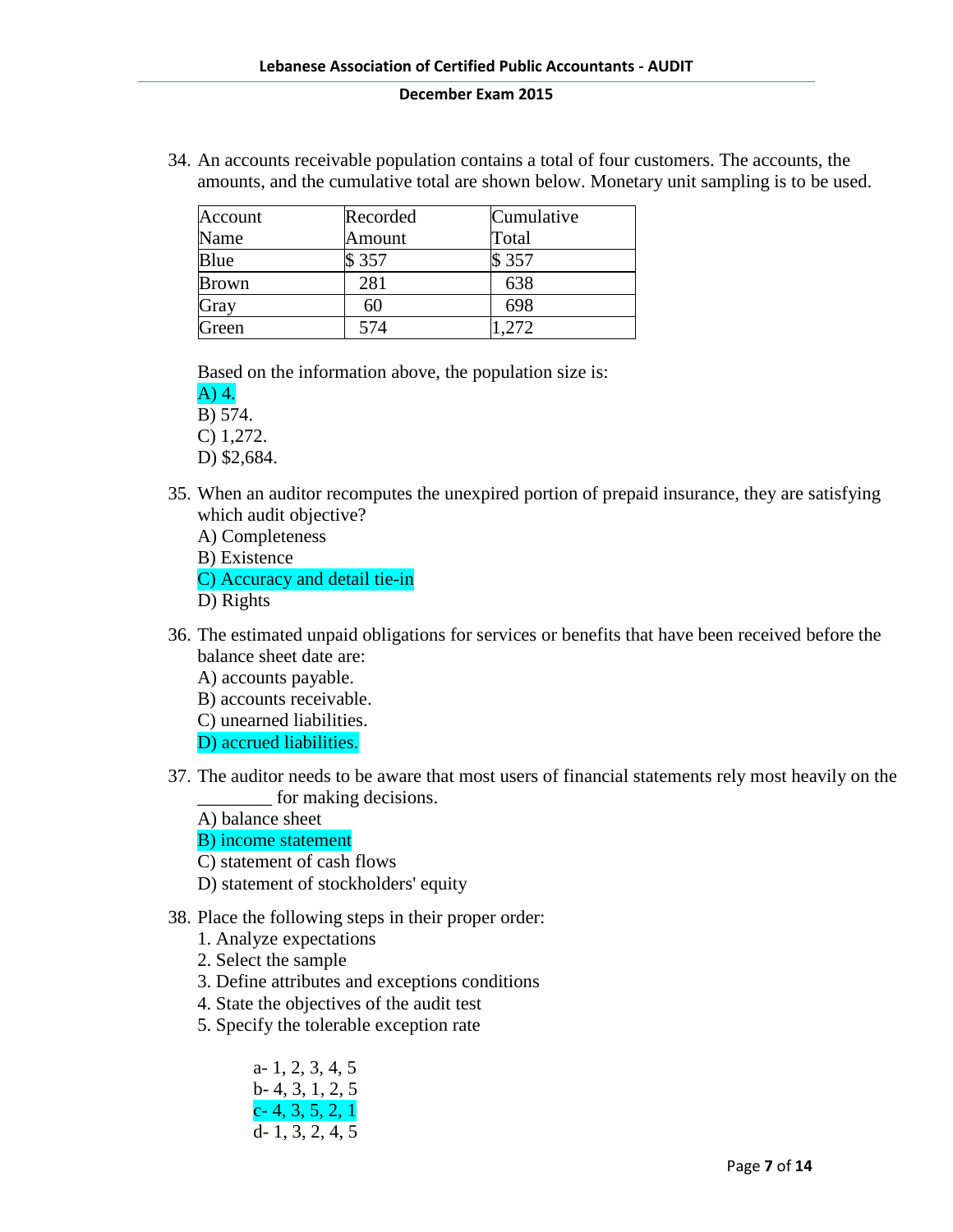34. An accounts receivable population contains a total of four customers. The accounts, the amounts, and the cumulative total are shown below. Monetary unit sampling is to be used.

| Account Name | Recorded Amount | Cumulative Total |
|---|---|---|
| Blue | $ 357 | $ 357 |
| Brown | 281 | 638 |
| Gray | 60 | 698 |
| Green | 574 | 1,272 |

Based on the information above, the population size is:

A) 4.
B) 574.
C) 1,272.
D) $2,684.

35. When an auditor recomputes the unexpired portion of prepaid insurance, they are satisfying which audit objective?

A) Completeness
B) Existence
C) Accuracy and detail tie-in
D) Rights

36. The estimated unpaid obligations for services or benefits that have been received before the balance sheet date are:

A) accounts payable.
B) accounts receivable.
C) unearned liabilities.
D) accrued liabilities.

37. The auditor needs to be aware that most users of financial statements rely most heavily on the ________ for making decisions.

A) balance sheet
B) income statement
C) statement of cash flows
D) statement of stockholders' equity

38. Place the following steps in their proper order:

1. Analyze expectations
2. Select the sample
3. Define attributes and exceptions conditions
4. State the objectives of the audit test
5. Specify the tolerable exception rate

a- 1, 2, 3, 4, 5
b- 4, 3, 1, 2, 5
c- 4, 3, 5, 2, 1
d- 1, 3, 2, 4, 5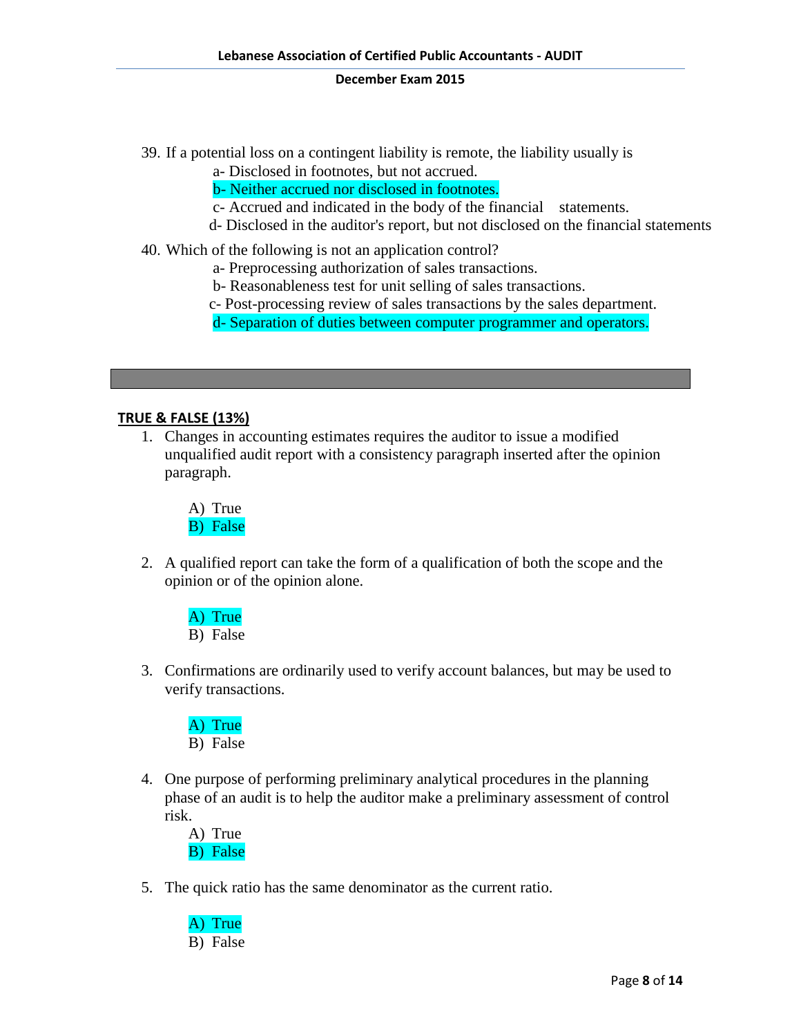39. If a potential loss on a contingent liability is remote, the liability usually is
    - a- Disclosed in footnotes, but not accrued.
    - b- Neither accrued nor disclosed in footnotes.
    - c- Accrued and indicated in the body of the financial statements.
    - d- Disclosed in the auditor's report, but not disclosed on the financial statements

40. Which of the following is not an application control?
    - a- Preprocessing authorization of sales transactions.
    - b- Reasonableness test for unit selling of sales transactions.
    - c- Post-processing review of sales transactions by the sales department.
    - d- Separation of duties between computer programmer and operators.

---

**TRUE & FALSE (13%)**

1. Changes in accounting estimates requires the auditor to issue a modified unqualified audit report with a consistency paragraph inserted after the opinion paragraph.

   A) True
   B) False

2. A qualified report can take the form of a qualification of both the scope and the opinion or of the opinion alone.

   A) True
   B) False

3. Confirmations are ordinarily used to verify account balances, but may be used to verify transactions.

   A) True
   B) False

4. One purpose of performing preliminary analytical procedures in the planning phase of an audit is to help the auditor make a preliminary assessment of control risk.

   A) True
   B) False

5. The quick ratio has the same denominator as the current ratio.

   A) True
   B) False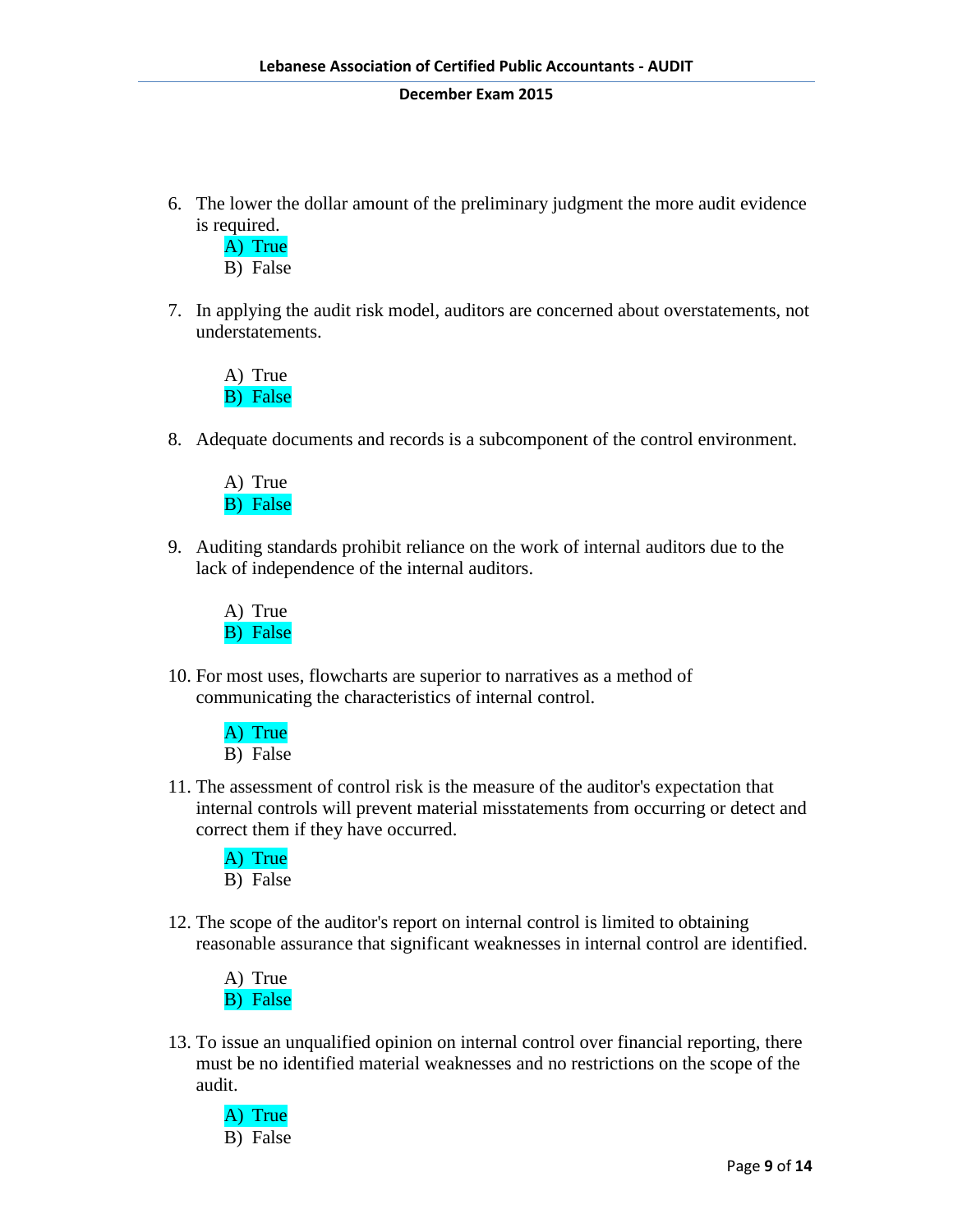6. The lower the dollar amount of the preliminary judgment the more audit evidence is required.
   A) True
   B) False

7. In applying the audit risk model, auditors are concerned about overstatements, not understatements.

   A) True
   B) False

8. Adequate documents and records is a subcomponent of the control environment.

   A) True
   B) False

9. Auditing standards prohibit reliance on the work of internal auditors due to the lack of independence of the internal auditors.

   A) True
   B) False

10. For most uses, flowcharts are superior to narratives as a method of communicating the characteristics of internal control.

    A) True
    B) False

11. The assessment of control risk is the measure of the auditor's expectation that internal controls will prevent material misstatements from occurring or detect and correct them if they have occurred.

    A) True
    B) False

12. The scope of the auditor's report on internal control is limited to obtaining reasonable assurance that significant weaknesses in internal control are identified.

    A) True
    B) False

13. To issue an unqualified opinion on internal control over financial reporting, there must be no identified material weaknesses and no restrictions on the scope of the audit.

    A) True
    B) False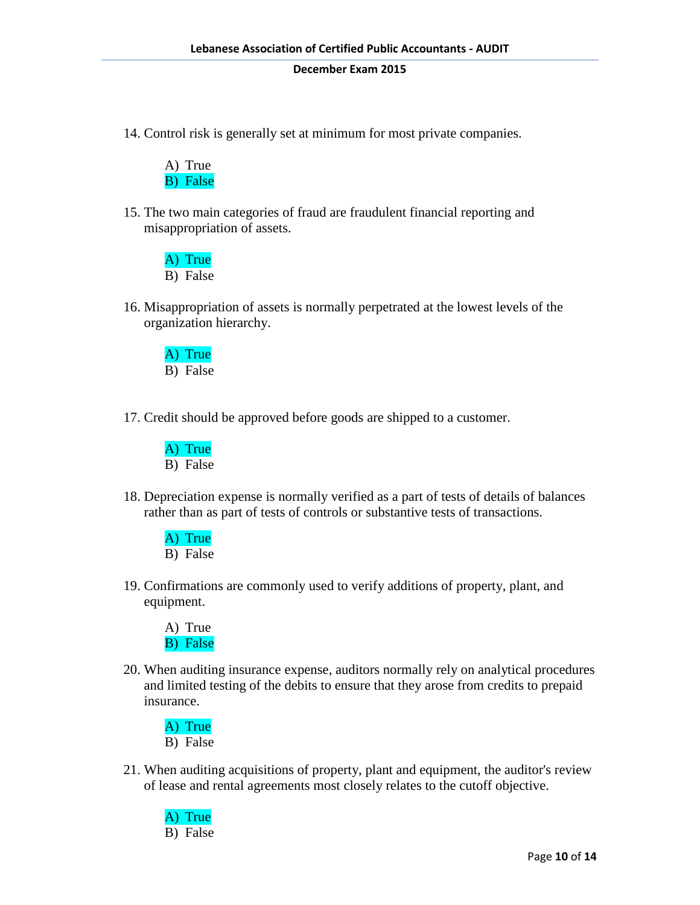14. Control risk is generally set at minimum for most private companies.

    A) True
    B) False

15. The two main categories of fraud are fraudulent financial reporting and misappropriation of assets.

    A) True
    B) False

16. Misappropriation of assets is normally perpetrated at the lowest levels of the organization hierarchy.

    A) True
    B) False

17. Credit should be approved before goods are shipped to a customer.

    A) True
    B) False

18. Depreciation expense is normally verified as a part of tests of details of balances rather than as part of tests of controls or substantive tests of transactions.

    A) True
    B) False

19. Confirmations are commonly used to verify additions of property, plant, and equipment.

    A) True
    B) False

20. When auditing insurance expense, auditors normally rely on analytical procedures and limited testing of the debits to ensure that they arose from credits to prepaid insurance.

    A) True
    B) False

21. When auditing acquisitions of property, plant and equipment, the auditor's review of lease and rental agreements most closely relates to the cutoff objective.

    A) True
    B) False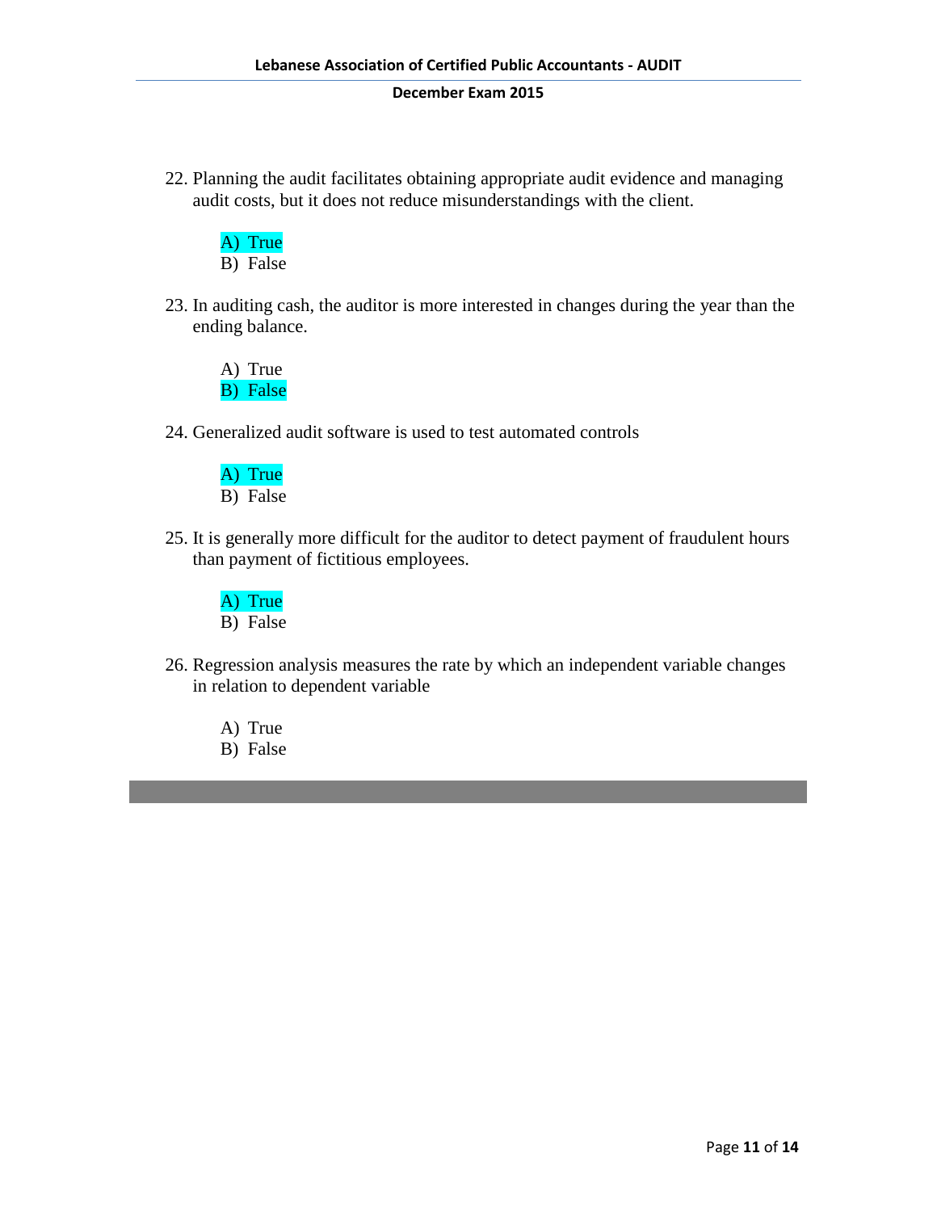22. Planning the audit facilitates obtaining appropriate audit evidence and managing audit costs, but it does not reduce misunderstandings with the client.

    A) True
    B) False

23. In auditing cash, the auditor is more interested in changes during the year than the ending balance.

    A) True
    B) False

24. Generalized audit software is used to test automated controls

    A) True
    B) False

25. It is generally more difficult for the auditor to detect payment of fraudulent hours than payment of fictitious employees.

    A) True
    B) False

26. Regression analysis measures the rate by which an independent variable changes in relation to dependent variable

    A) True
    B) False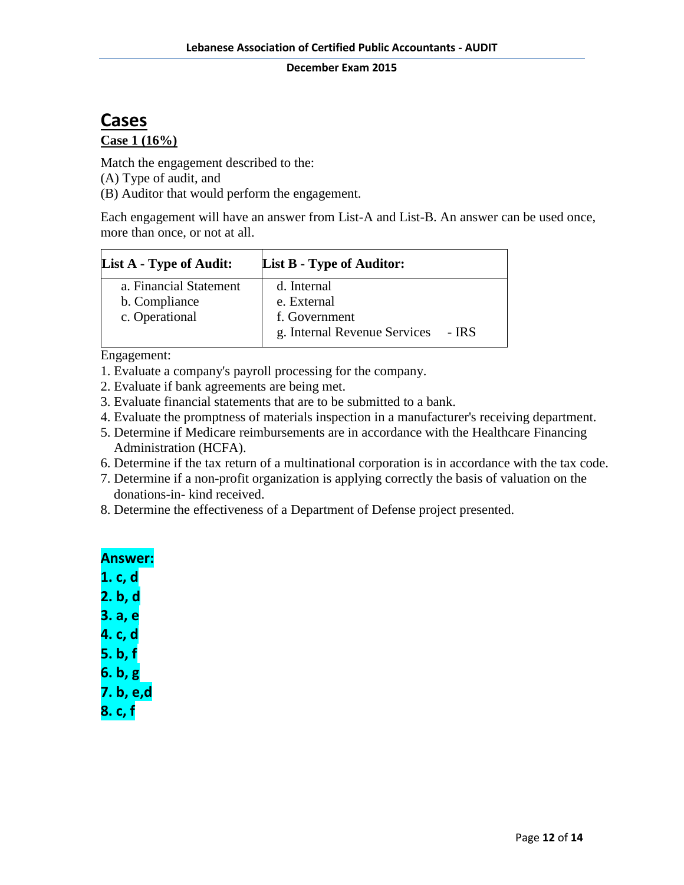# Cases

**Case 1 (16%)**

Match the engagement described to the:
(A) Type of audit, and
(B) Auditor that would perform the engagement.

Each engagement will have an answer from List-A and List-B. An answer can be used once, more than once, or not at all.

| List A - Type of Audit: | List B - Type of Auditor: |
|---|---|
| a. Financial Statement<br>b. Compliance<br>c. Operational | d. Internal<br>e. External<br>f. Government<br>g. Internal Revenue Services - IRS |

Engagement:

1. Evaluate a company's payroll processing for the company.
2. Evaluate if bank agreements are being met.
3. Evaluate financial statements that are to be submitted to a bank.
4. Evaluate the promptness of materials inspection in a manufacturer's receiving department.
5. Determine if Medicare reimbursements are in accordance with the Healthcare Financing Administration (HCFA).
6. Determine if the tax return of a multinational corporation is in accordance with the tax code.
7. Determine if a non-profit organization is applying correctly the basis of valuation on the donations-in- kind received.
8. Determine the effectiveness of a Department of Defense project presented.

**Answer:**

**1. c, d**
**2. b, d**
**3. a, e**
**4. c, d**
**5. b, f**
**6. b, g**
**7. b, e,d**
**8. c, f**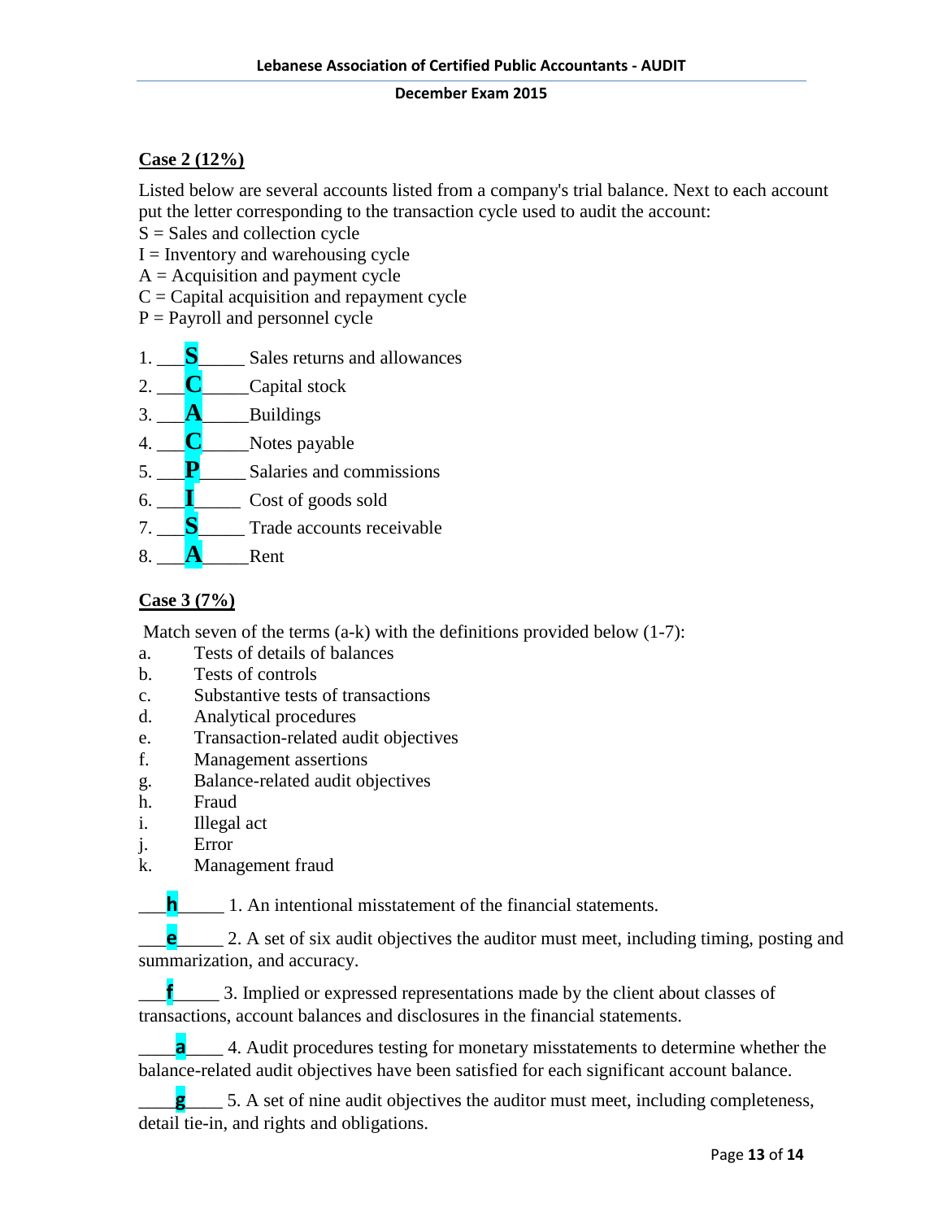## Case 2 (12%)

Listed below are several accounts listed from a company's trial balance. Next to each account put the letter corresponding to the transaction cycle used to audit the account:

S = Sales and collection cycle
I = Inventory and warehousing cycle
A = Acquisition and payment cycle
C = Capital acquisition and repayment cycle
P = Payroll and personnel cycle

1. ___**S**_____ Sales returns and allowances
2. ___**C**_____Capital stock
3. ___**A**_____Buildings
4. ___**C**_____Notes payable
5. ___**P**_____ Salaries and commissions
6. ___**I**_____ Cost of goods sold
7. ___**S**_____ Trade accounts receivable
8. ___**A**_____Rent

## Case 3 (7%)

Match seven of the terms (a-k) with the definitions provided below (1-7):

a. Tests of details of balances
b. Tests of controls
c. Substantive tests of transactions
d. Analytical procedures
e. Transaction-related audit objectives
f. Management assertions
g. Balance-related audit objectives
h. Fraud
i. Illegal act
j. Error
k. Management fraud

___**h**_____ 1. An intentional misstatement of the financial statements.

___**e**_____ 2. A set of six audit objectives the auditor must meet, including timing, posting and summarization, and accuracy.

___**f**_____ 3. Implied or expressed representations made by the client about classes of transactions, account balances and disclosures in the financial statements.

____**a**____ 4. Audit procedures testing for monetary misstatements to determine whether the balance-related audit objectives have been satisfied for each significant account balance.

____**g**____ 5. A set of nine audit objectives the auditor must meet, including completeness, detail tie-in, and rights and obligations.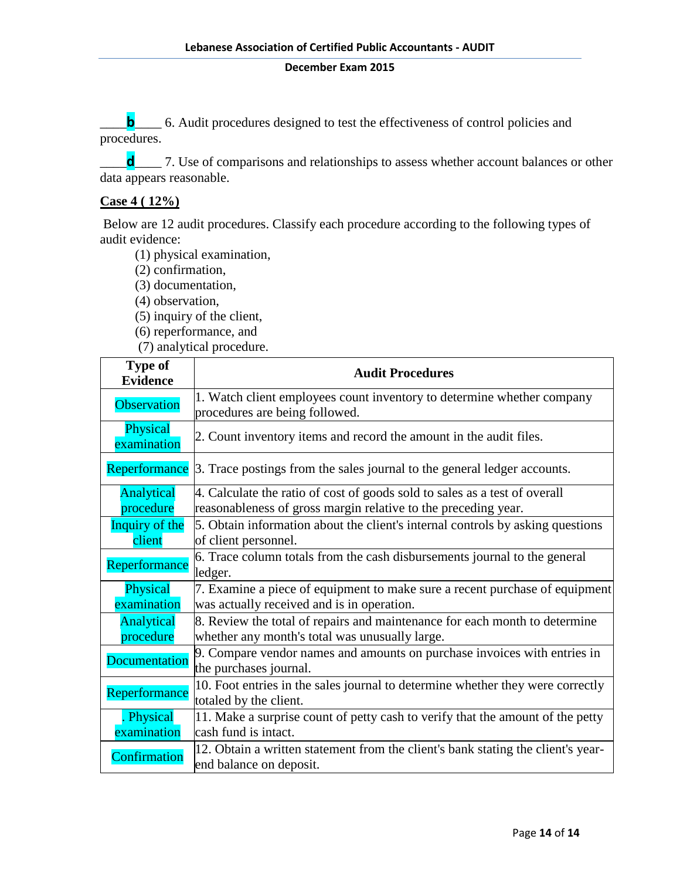\_\_\_\_**b**\_\_\_\_ 6. Audit procedures designed to test the effectiveness of control policies and procedures.

\_\_\_\_**d**\_\_\_\_ 7. Use of comparisons and relationships to assess whether account balances or other data appears reasonable.

**Case 4 ( 12%)**

Below are 12 audit procedures. Classify each procedure according to the following types of audit evidence:

(1) physical examination,
(2) confirmation,
(3) documentation,
(4) observation,
(5) inquiry of the client,
(6) reperformance, and
(7) analytical procedure.

| Type of Evidence | Audit Procedures |
|---|---|
| Observation | 1. Watch client employees count inventory to determine whether company procedures are being followed. |
| Physical examination | 2. Count inventory items and record the amount in the audit files. |
| Reperformance | 3. Trace postings from the sales journal to the general ledger accounts. |
| Analytical procedure | 4. Calculate the ratio of cost of goods sold to sales as a test of overall reasonableness of gross margin relative to the preceding year. |
| Inquiry of the client | 5. Obtain information about the client's internal controls by asking questions of client personnel. |
| Reperformance | 6. Trace column totals from the cash disbursements journal to the general ledger. |
| Physical examination | 7. Examine a piece of equipment to make sure a recent purchase of equipment was actually received and is in operation. |
| Analytical procedure | 8. Review the total of repairs and maintenance for each month to determine whether any month's total was unusually large. |
| Documentation | 9. Compare vendor names and amounts on purchase invoices with entries in the purchases journal. |
| Reperformance | 10. Foot entries in the sales journal to determine whether they were correctly totaled by the client. |
| . Physical examination | 11. Make a surprise count of petty cash to verify that the amount of the petty cash fund is intact. |
| Confirmation | 12. Obtain a written statement from the client's bank stating the client's year-end balance on deposit. |